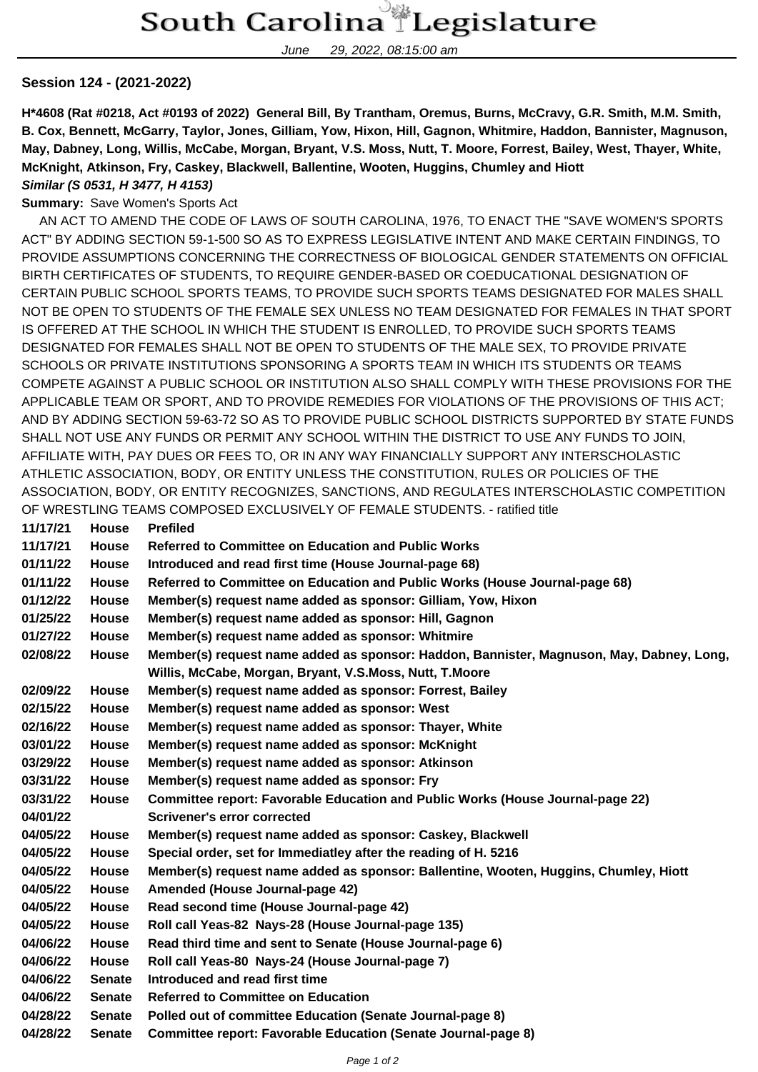# South Carolina Legislature

June 29, 2022, 08:15:00 am

**Session 124 - (2021-2022)**

**H*4608 (Rat #0218, Act #0193 of 2022) General Bill, By Trantham, Oremus, Burns, McCravy, G.R. Smith, M.M. Smith, B. Cox, Bennett, McGarry, Taylor, Jones, Gilliam, Yow, Hixon, Hill, Gagnon, Whitmire, Haddon, Bannister, Magnuson, May, Dabney, Long, Willis, McCabe, Morgan, Bryant, V.S. Moss, Nutt, T. Moore, Forrest, Bailey, West, Thayer, White, McKnight, Atkinson, Fry, Caskey, Blackwell, Ballentine, Wooten, Huggins, Chumley and Hiott**
***Similar (S 0531, H 3477, H 4153)***

**Summary:** Save Women's Sports Act

AN ACT TO AMEND THE CODE OF LAWS OF SOUTH CAROLINA, 1976, TO ENACT THE "SAVE WOMEN'S SPORTS ACT" BY ADDING SECTION 59-1-500 SO AS TO EXPRESS LEGISLATIVE INTENT AND MAKE CERTAIN FINDINGS, TO PROVIDE ASSUMPTIONS CONCERNING THE CORRECTNESS OF BIOLOGICAL GENDER STATEMENTS ON OFFICIAL BIRTH CERTIFICATES OF STUDENTS, TO REQUIRE GENDER-BASED OR COEDUCATIONAL DESIGNATION OF CERTAIN PUBLIC SCHOOL SPORTS TEAMS, TO PROVIDE SUCH SPORTS TEAMS DESIGNATED FOR MALES SHALL NOT BE OPEN TO STUDENTS OF THE FEMALE SEX UNLESS NO TEAM DESIGNATED FOR FEMALES IN THAT SPORT IS OFFERED AT THE SCHOOL IN WHICH THE STUDENT IS ENROLLED, TO PROVIDE SUCH SPORTS TEAMS DESIGNATED FOR FEMALES SHALL NOT BE OPEN TO STUDENTS OF THE MALE SEX, TO PROVIDE PRIVATE SCHOOLS OR PRIVATE INSTITUTIONS SPONSORING A SPORTS TEAM IN WHICH ITS STUDENTS OR TEAMS COMPETE AGAINST A PUBLIC SCHOOL OR INSTITUTION ALSO SHALL COMPLY WITH THESE PROVISIONS FOR THE APPLICABLE TEAM OR SPORT, AND TO PROVIDE REMEDIES FOR VIOLATIONS OF THE PROVISIONS OF THIS ACT; AND BY ADDING SECTION 59-63-72 SO AS TO PROVIDE PUBLIC SCHOOL DISTRICTS SUPPORTED BY STATE FUNDS SHALL NOT USE ANY FUNDS OR PERMIT ANY SCHOOL WITHIN THE DISTRICT TO USE ANY FUNDS TO JOIN, AFFILIATE WITH, PAY DUES OR FEES TO, OR IN ANY WAY FINANCIALLY SUPPORT ANY INTERSCHOLASTIC ATHLETIC ASSOCIATION, BODY, OR ENTITY UNLESS THE CONSTITUTION, RULES OR POLICIES OF THE ASSOCIATION, BODY, OR ENTITY RECOGNIZES, SANCTIONS, AND REGULATES INTERSCHOLASTIC COMPETITION OF WRESTLING TEAMS COMPOSED EXCLUSIVELY OF FEMALE STUDENTS. - ratified title

| Date | Body | Action |
|---|---|---|
| 11/17/21 | House | Prefiled |
| 11/17/21 | House | Referred to Committee on Education and Public Works |
| 01/11/22 | House | Introduced and read first time (House Journal-page 68) |
| 01/11/22 | House | Referred to Committee on Education and Public Works (House Journal-page 68) |
| 01/12/22 | House | Member(s) request name added as sponsor: Gilliam, Yow, Hixon |
| 01/25/22 | House | Member(s) request name added as sponsor: Hill, Gagnon |
| 01/27/22 | House | Member(s) request name added as sponsor: Whitmire |
| 02/08/22 | House | Member(s) request name added as sponsor: Haddon, Bannister, Magnuson, May, Dabney, Long, Willis, McCabe, Morgan, Bryant, V.S.Moss, Nutt, T.Moore |
| 02/09/22 | House | Member(s) request name added as sponsor: Forrest, Bailey |
| 02/15/22 | House | Member(s) request name added as sponsor: West |
| 02/16/22 | House | Member(s) request name added as sponsor: Thayer, White |
| 03/01/22 | House | Member(s) request name added as sponsor: McKnight |
| 03/29/22 | House | Member(s) request name added as sponsor: Atkinson |
| 03/31/22 | House | Member(s) request name added as sponsor: Fry |
| 03/31/22 | House | Committee report: Favorable Education and Public Works (House Journal-page 22) |
| 04/01/22 | | Scrivener's error corrected |
| 04/05/22 | House | Member(s) request name added as sponsor: Caskey, Blackwell |
| 04/05/22 | House | Special order, set for Immediatley after the reading of H. 5216 |
| 04/05/22 | House | Member(s) request name added as sponsor: Ballentine, Wooten, Huggins, Chumley, Hiott |
| 04/05/22 | House | Amended (House Journal-page 42) |
| 04/05/22 | House | Read second time (House Journal-page 42) |
| 04/05/22 | House | Roll call Yeas-82 Nays-28 (House Journal-page 135) |
| 04/06/22 | House | Read third time and sent to Senate (House Journal-page 6) |
| 04/06/22 | House | Roll call Yeas-80 Nays-24 (House Journal-page 7) |
| 04/06/22 | Senate | Introduced and read first time |
| 04/06/22 | Senate | Referred to Committee on Education |
| 04/28/22 | Senate | Polled out of committee Education (Senate Journal-page 8) |
| 04/28/22 | Senate | Committee report: Favorable Education (Senate Journal-page 8) |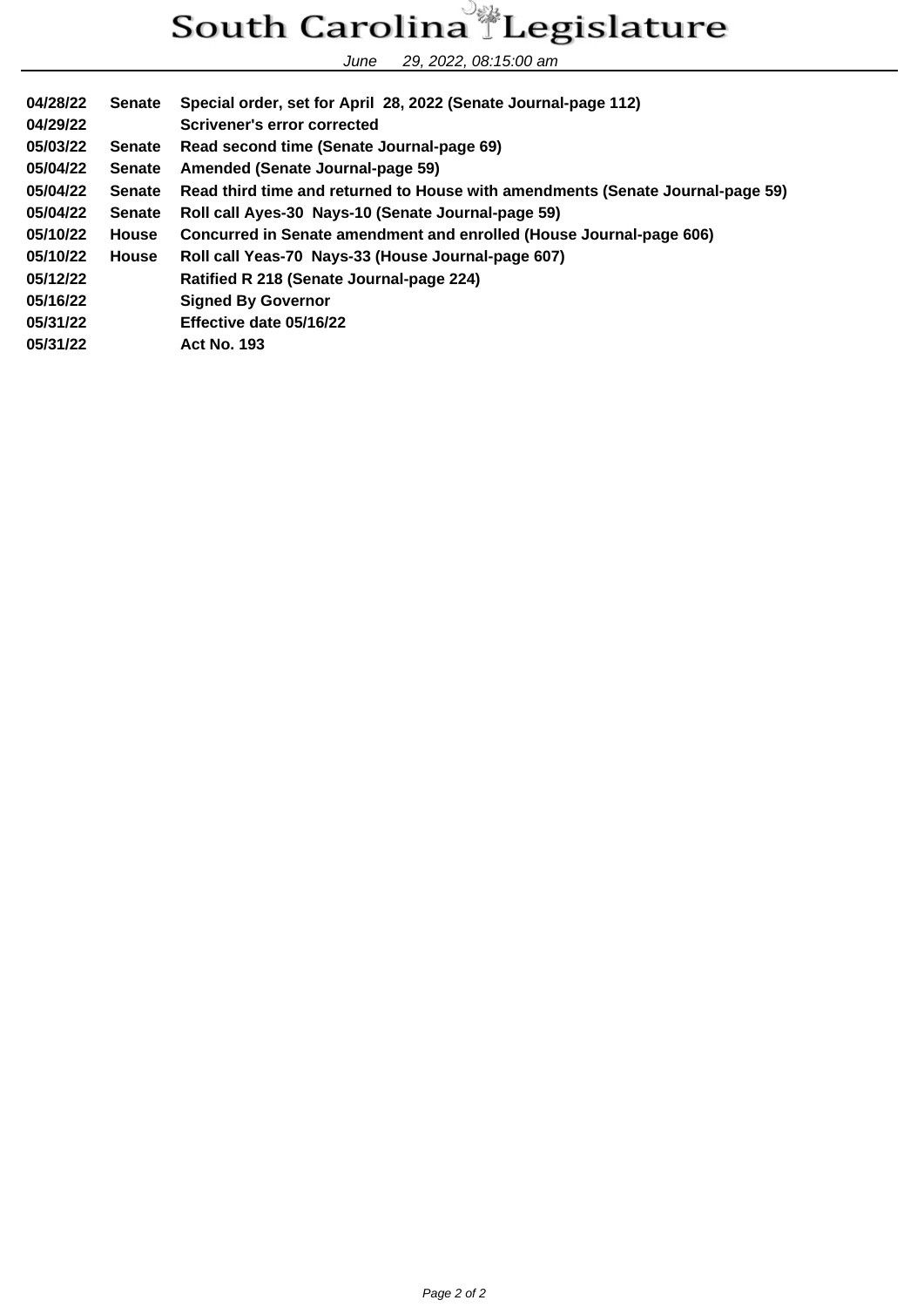| | | |
|---|---|---|
| 04/28/22 | Senate | Special order, set for April 28, 2022 (Senate Journal-page 112) |
| 04/29/22 | | Scrivener's error corrected |
| 05/03/22 | Senate | Read second time (Senate Journal-page 69) |
| 05/04/22 | Senate | Amended (Senate Journal-page 59) |
| 05/04/22 | Senate | Read third time and returned to House with amendments (Senate Journal-page 59) |
| 05/04/22 | Senate | Roll call Ayes-30 Nays-10 (Senate Journal-page 59) |
| 05/10/22 | House | Concurred in Senate amendment and enrolled (House Journal-page 606) |
| 05/10/22 | House | Roll call Yeas-70 Nays-33 (House Journal-page 607) |
| 05/12/22 | | Ratified R 218 (Senate Journal-page 224) |
| 05/16/22 | | Signed By Governor |
| 05/31/22 | | Effective date 05/16/22 |
| 05/31/22 | | Act No. 193 |